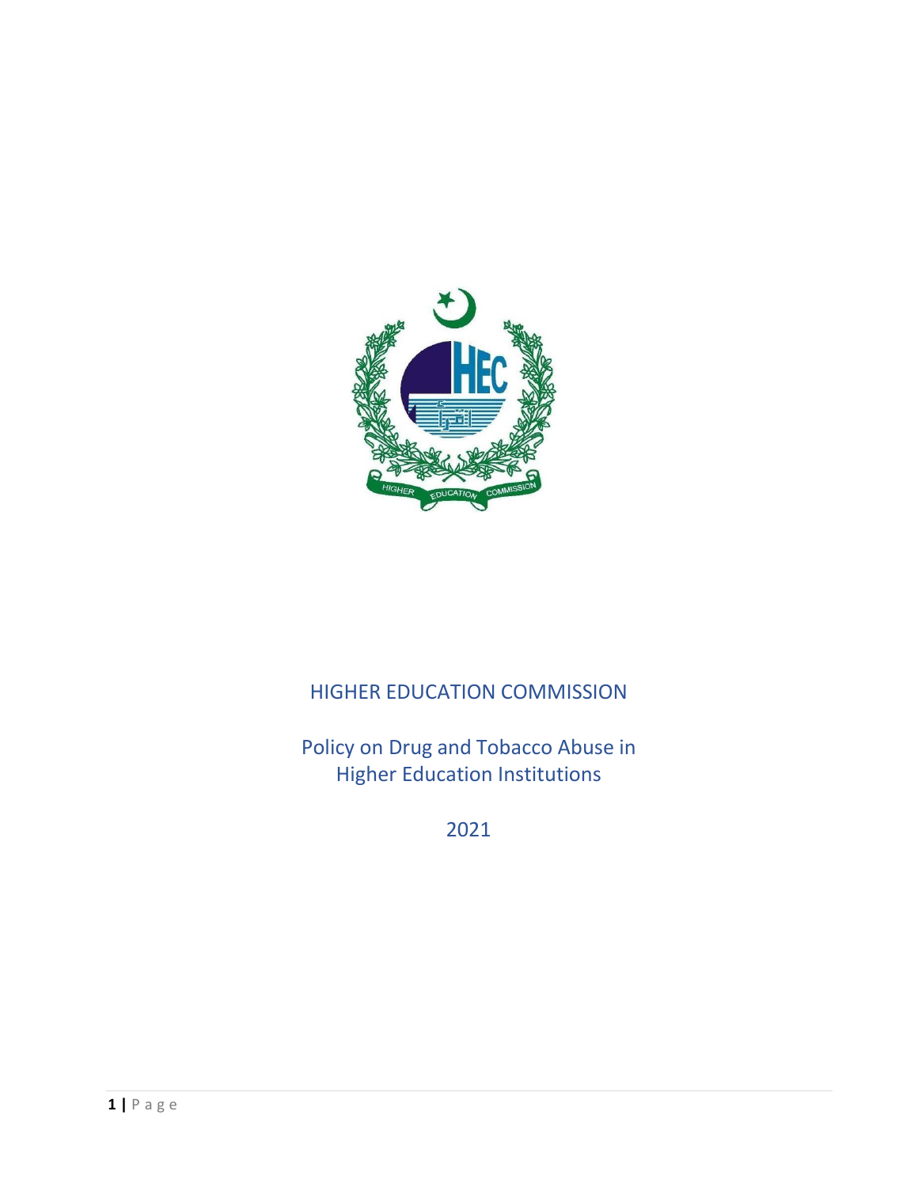# HIGHER EDUCATION COMMISSION

## Policy on Drug and Tobacco Abuse in Higher Education Institutions

2021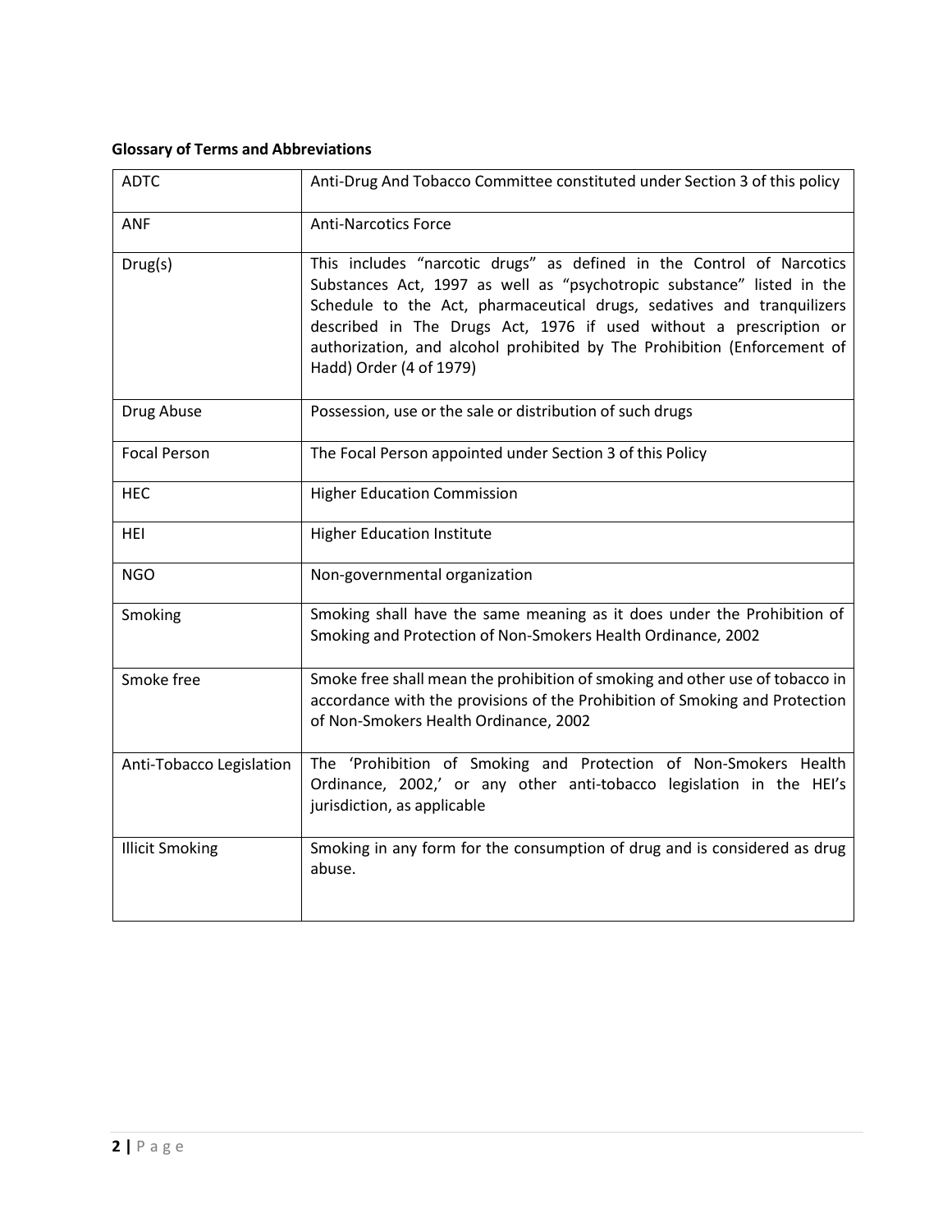**Glossary of Terms and Abbreviations**

| | |
|---|---|
| ADTC | Anti-Drug And Tobacco Committee constituted under Section 3 of this policy |
| ANF | Anti-Narcotics Force |
| Drug(s) | This includes "narcotic drugs" as defined in the Control of Narcotics Substances Act, 1997 as well as "psychotropic substance" listed in the Schedule to the Act, pharmaceutical drugs, sedatives and tranquilizers described in The Drugs Act, 1976 if used without a prescription or authorization, and alcohol prohibited by The Prohibition (Enforcement of Hadd) Order (4 of 1979) |
| Drug Abuse | Possession, use or the sale or distribution of such drugs |
| Focal Person | The Focal Person appointed under Section 3 of this Policy |
| HEC | Higher Education Commission |
| HEI | Higher Education Institute |
| NGO | Non-governmental organization |
| Smoking | Smoking shall have the same meaning as it does under the Prohibition of Smoking and Protection of Non-Smokers Health Ordinance, 2002 |
| Smoke free | Smoke free shall mean the prohibition of smoking and other use of tobacco in accordance with the provisions of the Prohibition of Smoking and Protection of Non-Smokers Health Ordinance, 2002 |
| Anti-Tobacco Legislation | The 'Prohibition of Smoking and Protection of Non-Smokers Health Ordinance, 2002,' or any other anti-tobacco legislation in the HEI's jurisdiction, as applicable |
| Illicit Smoking | Smoking in any form for the consumption of drug and is considered as drug abuse. |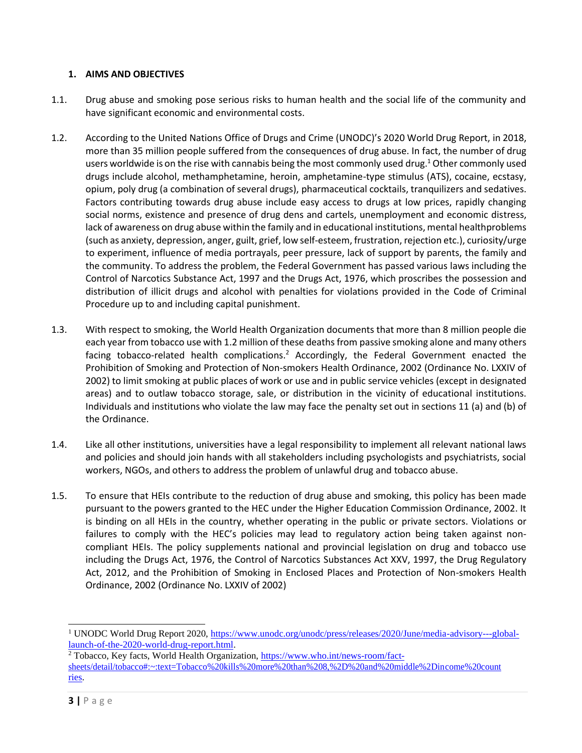## 1. AIMS AND OBJECTIVES

1.1. Drug abuse and smoking pose serious risks to human health and the social life of the community and have significant economic and environmental costs.

1.2. According to the United Nations Office of Drugs and Crime (UNODC)'s 2020 World Drug Report, in 2018, more than 35 million people suffered from the consequences of drug abuse. In fact, the number of drug users worldwide is on the rise with cannabis being the most commonly used drug.[1] Other commonly used drugs include alcohol, methamphetamine, heroin, amphetamine-type stimulus (ATS), cocaine, ecstasy, opium, poly drug (a combination of several drugs), pharmaceutical cocktails, tranquilizers and sedatives. Factors contributing towards drug abuse include easy access to drugs at low prices, rapidly changing social norms, existence and presence of drug dens and cartels, unemployment and economic distress, lack of awareness on drug abuse within the family and in educational institutions, mental healthproblems (such as anxiety, depression, anger, guilt, grief, low self-esteem, frustration, rejection etc.), curiosity/urge to experiment, influence of media portrayals, peer pressure, lack of support by parents, the family and the community. To address the problem, the Federal Government has passed various laws including the Control of Narcotics Substance Act, 1997 and the Drugs Act, 1976, which proscribes the possession and distribution of illicit drugs and alcohol with penalties for violations provided in the Code of Criminal Procedure up to and including capital punishment.

1.3. With respect to smoking, the World Health Organization documents that more than 8 million people die each year from tobacco use with 1.2 million of these deaths from passive smoking alone and many others facing tobacco-related health complications.[2] Accordingly, the Federal Government enacted the Prohibition of Smoking and Protection of Non-smokers Health Ordinance, 2002 (Ordinance No. LXXIV of 2002) to limit smoking at public places of work or use and in public service vehicles (except in designated areas) and to outlaw tobacco storage, sale, or distribution in the vicinity of educational institutions. Individuals and institutions who violate the law may face the penalty set out in sections 11 (a) and (b) of the Ordinance.

1.4. Like all other institutions, universities have a legal responsibility to implement all relevant national laws and policies and should join hands with all stakeholders including psychologists and psychiatrists, social workers, NGOs, and others to address the problem of unlawful drug and tobacco abuse.

1.5. To ensure that HEIs contribute to the reduction of drug abuse and smoking, this policy has been made pursuant to the powers granted to the HEC under the Higher Education Commission Ordinance, 2002. It is binding on all HEIs in the country, whether operating in the public or private sectors. Violations or failures to comply with the HEC's policies may lead to regulatory action being taken against non-compliant HEIs. The policy supplements national and provincial legislation on drug and tobacco use including the Drugs Act, 1976, the Control of Narcotics Substances Act XXV, 1997, the Drug Regulatory Act, 2012, and the Prohibition of Smoking in Enclosed Places and Protection of Non-smokers Health Ordinance, 2002 (Ordinance No. LXXIV of 2002)

---

[1] UNODC World Drug Report 2020, https://www.unodc.org/unodc/press/releases/2020/June/media-advisory---global-launch-of-the-2020-world-drug-report.html.

[2] Tobacco, Key facts, World Health Organization, https://www.who.int/news-room/fact-sheets/detail/tobacco#:~:text=Tobacco%20kills%20more%20than%208,%2D%20and%20middle%2Dincome%20countries.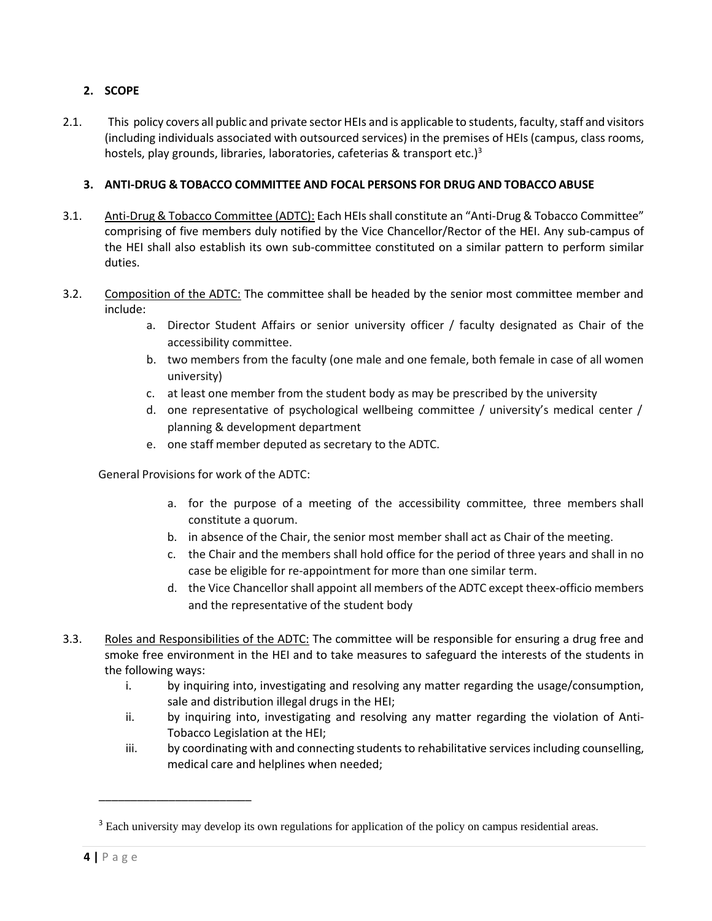## 2. SCOPE

2.1. This policy covers all public and private sector HEIs and is applicable to students, faculty, staff and visitors (including individuals associated with outsourced services) in the premises of HEIs (campus, class rooms, hostels, play grounds, libraries, laboratories, cafeterias & transport etc.)[3]

## 3. ANTI-DRUG & TOBACCO COMMITTEE AND FOCAL PERSONS FOR DRUG AND TOBACCO ABUSE

3.1. Anti-Drug & Tobacco Committee (ADTC): Each HEIs shall constitute an "Anti-Drug & Tobacco Committee" comprising of five members duly notified by the Vice Chancellor/Rector of the HEI. Any sub-campus of the HEI shall also establish its own sub-committee constituted on a similar pattern to perform similar duties.

3.2. Composition of the ADTC: The committee shall be headed by the senior most committee member and include:

a. Director Student Affairs or senior university officer / faculty designated as Chair of the accessibility committee.
b. two members from the faculty (one male and one female, both female in case of all women university)
c. at least one member from the student body as may be prescribed by the university
d. one representative of psychological wellbeing committee / university's medical center / planning & development department
e. one staff member deputed as secretary to the ADTC.

General Provisions for work of the ADTC:

a. for the purpose of a meeting of the accessibility committee, three members shall constitute a quorum.
b. in absence of the Chair, the senior most member shall act as Chair of the meeting.
c. the Chair and the members shall hold office for the period of three years and shall in no case be eligible for re-appointment for more than one similar term.
d. the Vice Chancellor shall appoint all members of the ADTC except theex-officio members and the representative of the student body

3.3. Roles and Responsibilities of the ADTC: The committee will be responsible for ensuring a drug free and smoke free environment in the HEI and to take measures to safeguard the interests of the students in the following ways:

i. by inquiring into, investigating and resolving any matter regarding the usage/consumption, sale and distribution illegal drugs in the HEI;
ii. by inquiring into, investigating and resolving any matter regarding the violation of Anti-Tobacco Legislation at the HEI;
iii. by coordinating with and connecting students to rehabilitative services including counselling, medical care and helplines when needed;

---

[3] Each university may develop its own regulations for application of the policy on campus residential areas.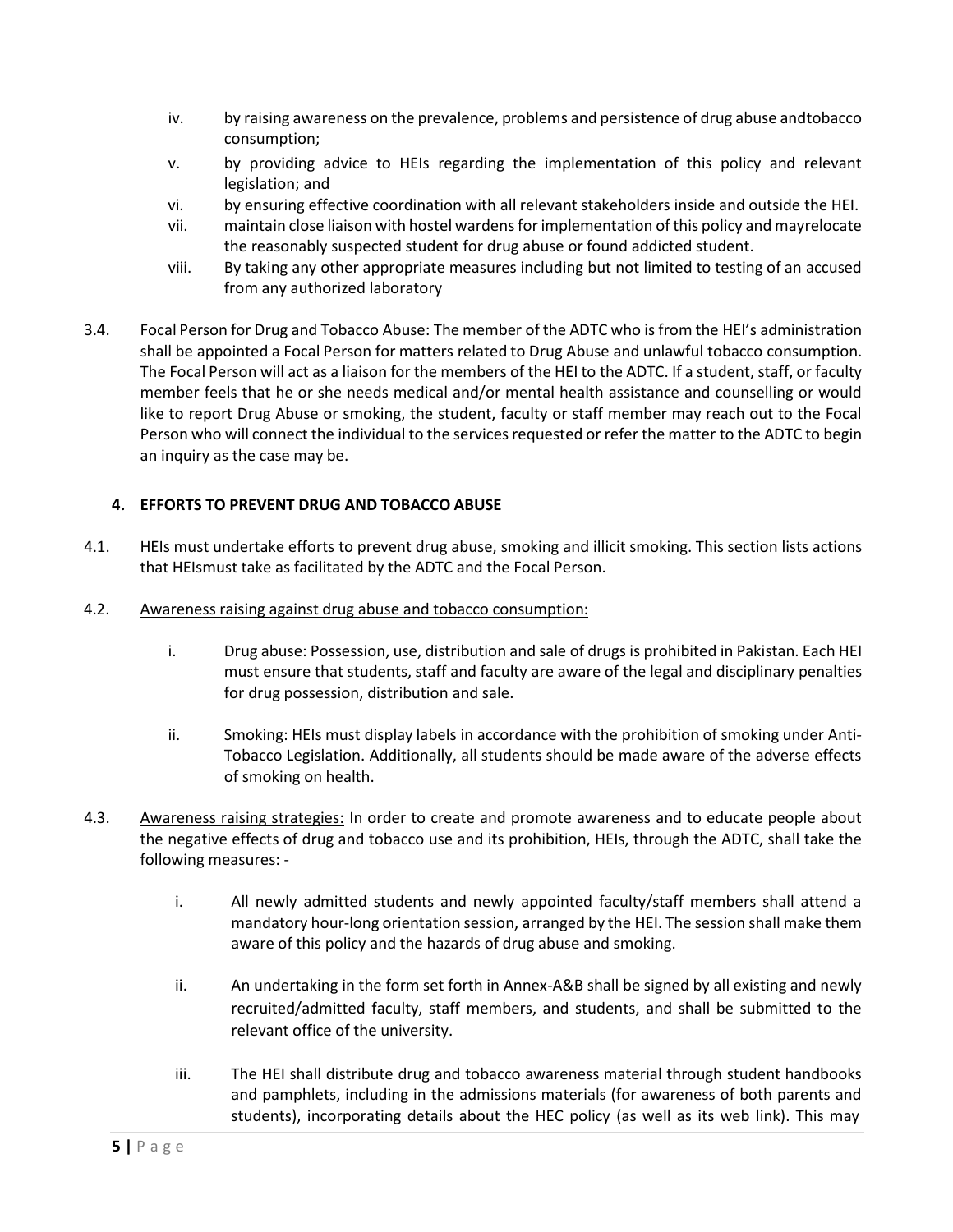iv. by raising awareness on the prevalence, problems and persistence of drug abuse andtobacco consumption;

v. by providing advice to HEIs regarding the implementation of this policy and relevant legislation; and

vi. by ensuring effective coordination with all relevant stakeholders inside and outside the HEI.

vii. maintain close liaison with hostel wardens for implementation of this policy and mayrelocate the reasonably suspected student for drug abuse or found addicted student.

viii. By taking any other appropriate measures including but not limited to testing of an accused from any authorized laboratory

3.4. Focal Person for Drug and Tobacco Abuse: The member of the ADTC who is from the HEI's administration shall be appointed a Focal Person for matters related to Drug Abuse and unlawful tobacco consumption. The Focal Person will act as a liaison for the members of the HEI to the ADTC. If a student, staff, or faculty member feels that he or she needs medical and/or mental health assistance and counselling or would like to report Drug Abuse or smoking, the student, faculty or staff member may reach out to the Focal Person who will connect the individual to the services requested or refer the matter to the ADTC to begin an inquiry as the case may be.

## 4. EFFORTS TO PREVENT DRUG AND TOBACCO ABUSE

4.1. HEIs must undertake efforts to prevent drug abuse, smoking and illicit smoking. This section lists actions that HEIsmust take as facilitated by the ADTC and the Focal Person.

4.2. Awareness raising against drug abuse and tobacco consumption:

i. Drug abuse: Possession, use, distribution and sale of drugs is prohibited in Pakistan. Each HEI must ensure that students, staff and faculty are aware of the legal and disciplinary penalties for drug possession, distribution and sale.

ii. Smoking: HEIs must display labels in accordance with the prohibition of smoking under Anti-Tobacco Legislation. Additionally, all students should be made aware of the adverse effects of smoking on health.

4.3. Awareness raising strategies: In order to create and promote awareness and to educate people about the negative effects of drug and tobacco use and its prohibition, HEIs, through the ADTC, shall take the following measures: -

i. All newly admitted students and newly appointed faculty/staff members shall attend a mandatory hour-long orientation session, arranged by the HEI. The session shall make them aware of this policy and the hazards of drug abuse and smoking.

ii. An undertaking in the form set forth in Annex-A&B shall be signed by all existing and newly recruited/admitted faculty, staff members, and students, and shall be submitted to the relevant office of the university.

iii. The HEI shall distribute drug and tobacco awareness material through student handbooks and pamphlets, including in the admissions materials (for awareness of both parents and students), incorporating details about the HEC policy (as well as its web link). This may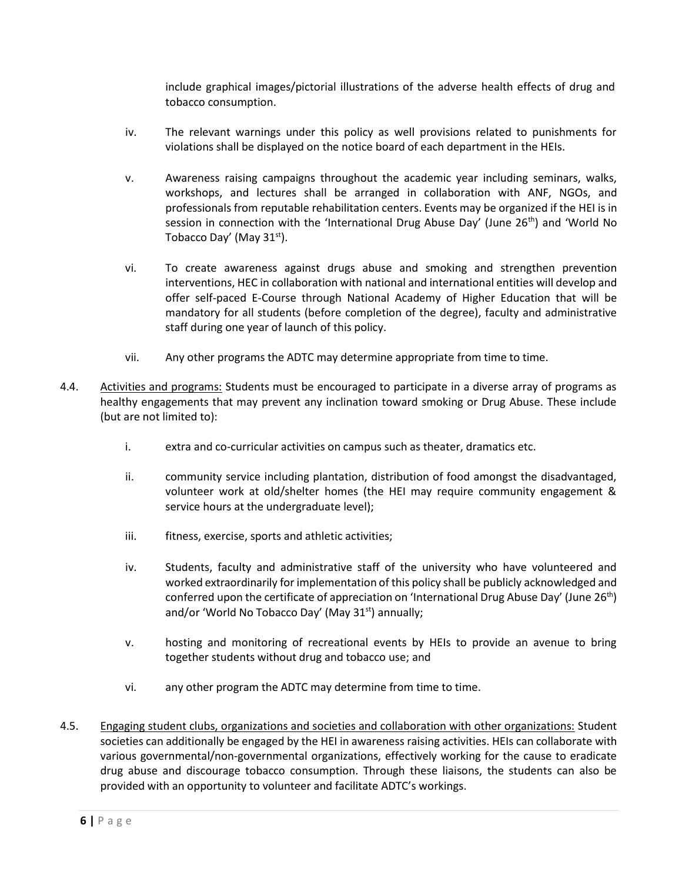include graphical images/pictorial illustrations of the adverse health effects of drug and tobacco consumption.

iv. The relevant warnings under this policy as well provisions related to punishments for violations shall be displayed on the notice board of each department in the HEIs.

v. Awareness raising campaigns throughout the academic year including seminars, walks, workshops, and lectures shall be arranged in collaboration with ANF, NGOs, and professionals from reputable rehabilitation centers. Events may be organized if the HEI is in session in connection with the 'International Drug Abuse Day' (June 26th) and 'World No Tobacco Day' (May 31st).

vi. To create awareness against drugs abuse and smoking and strengthen prevention interventions, HEC in collaboration with national and international entities will develop and offer self-paced E-Course through National Academy of Higher Education that will be mandatory for all students (before completion of the degree), faculty and administrative staff during one year of launch of this policy.

vii. Any other programs the ADTC may determine appropriate from time to time.

4.4. <u>Activities and programs:</u> Students must be encouraged to participate in a diverse array of programs as healthy engagements that may prevent any inclination toward smoking or Drug Abuse. These include (but are not limited to):

i. extra and co-curricular activities on campus such as theater, dramatics etc.

ii. community service including plantation, distribution of food amongst the disadvantaged, volunteer work at old/shelter homes (the HEI may require community engagement & service hours at the undergraduate level);

iii. fitness, exercise, sports and athletic activities;

iv. Students, faculty and administrative staff of the university who have volunteered and worked extraordinarily for implementation of this policy shall be publicly acknowledged and conferred upon the certificate of appreciation on 'International Drug Abuse Day' (June 26th) and/or 'World No Tobacco Day' (May 31st) annually;

v. hosting and monitoring of recreational events by HEIs to provide an avenue to bring together students without drug and tobacco use; and

vi. any other program the ADTC may determine from time to time.

4.5. <u>Engaging student clubs, organizations and societies and collaboration with other organizations:</u> Student societies can additionally be engaged by the HEI in awareness raising activities. HEIs can collaborate with various governmental/non-governmental organizations, effectively working for the cause to eradicate drug abuse and discourage tobacco consumption. Through these liaisons, the students can also be provided with an opportunity to volunteer and facilitate ADTC's workings.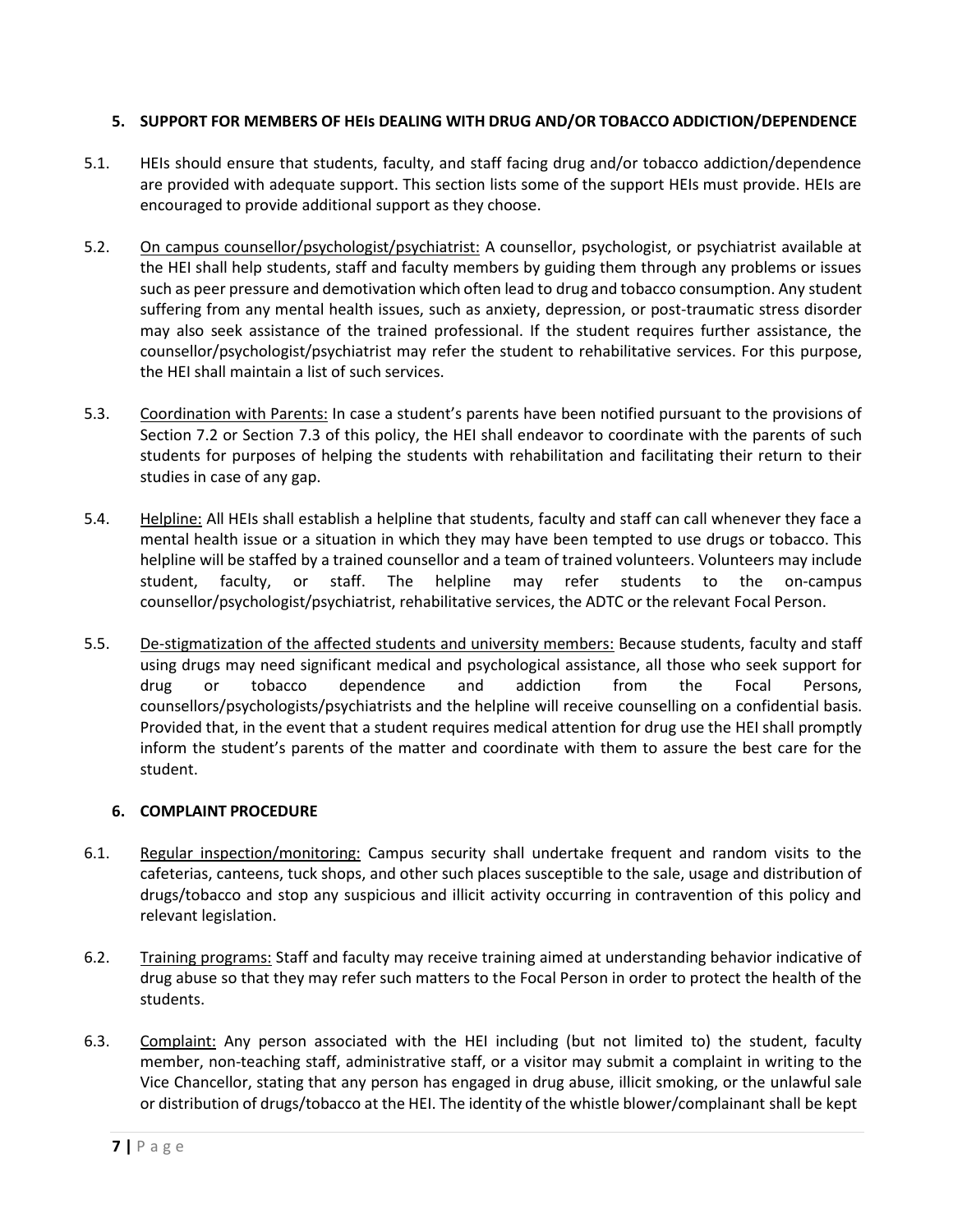## 5. SUPPORT FOR MEMBERS OF HEIs DEALING WITH DRUG AND/OR TOBACCO ADDICTION/DEPENDENCE

5.1. HEIs should ensure that students, faculty, and staff facing drug and/or tobacco addiction/dependence are provided with adequate support. This section lists some of the support HEIs must provide. HEIs are encouraged to provide additional support as they choose.

5.2. <u>On campus counsellor/psychologist/psychiatrist:</u> A counsellor, psychologist, or psychiatrist available at the HEI shall help students, staff and faculty members by guiding them through any problems or issues such as peer pressure and demotivation which often lead to drug and tobacco consumption. Any student suffering from any mental health issues, such as anxiety, depression, or post-traumatic stress disorder may also seek assistance of the trained professional. If the student requires further assistance, the counsellor/psychologist/psychiatrist may refer the student to rehabilitative services. For this purpose, the HEI shall maintain a list of such services.

5.3. <u>Coordination with Parents:</u> In case a student's parents have been notified pursuant to the provisions of Section 7.2 or Section 7.3 of this policy, the HEI shall endeavor to coordinate with the parents of such students for purposes of helping the students with rehabilitation and facilitating their return to their studies in case of any gap.

5.4. <u>Helpline:</u> All HEIs shall establish a helpline that students, faculty and staff can call whenever they face a mental health issue or a situation in which they may have been tempted to use drugs or tobacco. This helpline will be staffed by a trained counsellor and a team of trained volunteers. Volunteers may include student, faculty, or staff. The helpline may refer students to the on-campus counsellor/psychologist/psychiatrist, rehabilitative services, the ADTC or the relevant Focal Person.

5.5. <u>De-stigmatization of the affected students and university members:</u> Because students, faculty and staff using drugs may need significant medical and psychological assistance, all those who seek support for drug or tobacco dependence and addiction from the Focal Persons, counsellors/psychologists/psychiatrists and the helpline will receive counselling on a confidential basis. Provided that, in the event that a student requires medical attention for drug use the HEI shall promptly inform the student's parents of the matter and coordinate with them to assure the best care for the student.

## 6. COMPLAINT PROCEDURE

6.1. <u>Regular inspection/monitoring:</u> Campus security shall undertake frequent and random visits to the cafeterias, canteens, tuck shops, and other such places susceptible to the sale, usage and distribution of drugs/tobacco and stop any suspicious and illicit activity occurring in contravention of this policy and relevant legislation.

6.2. <u>Training programs:</u> Staff and faculty may receive training aimed at understanding behavior indicative of drug abuse so that they may refer such matters to the Focal Person in order to protect the health of the students.

6.3. <u>Complaint:</u> Any person associated with the HEI including (but not limited to) the student, faculty member, non-teaching staff, administrative staff, or a visitor may submit a complaint in writing to the Vice Chancellor, stating that any person has engaged in drug abuse, illicit smoking, or the unlawful sale or distribution of drugs/tobacco at the HEI. The identity of the whistle blower/complainant shall be kept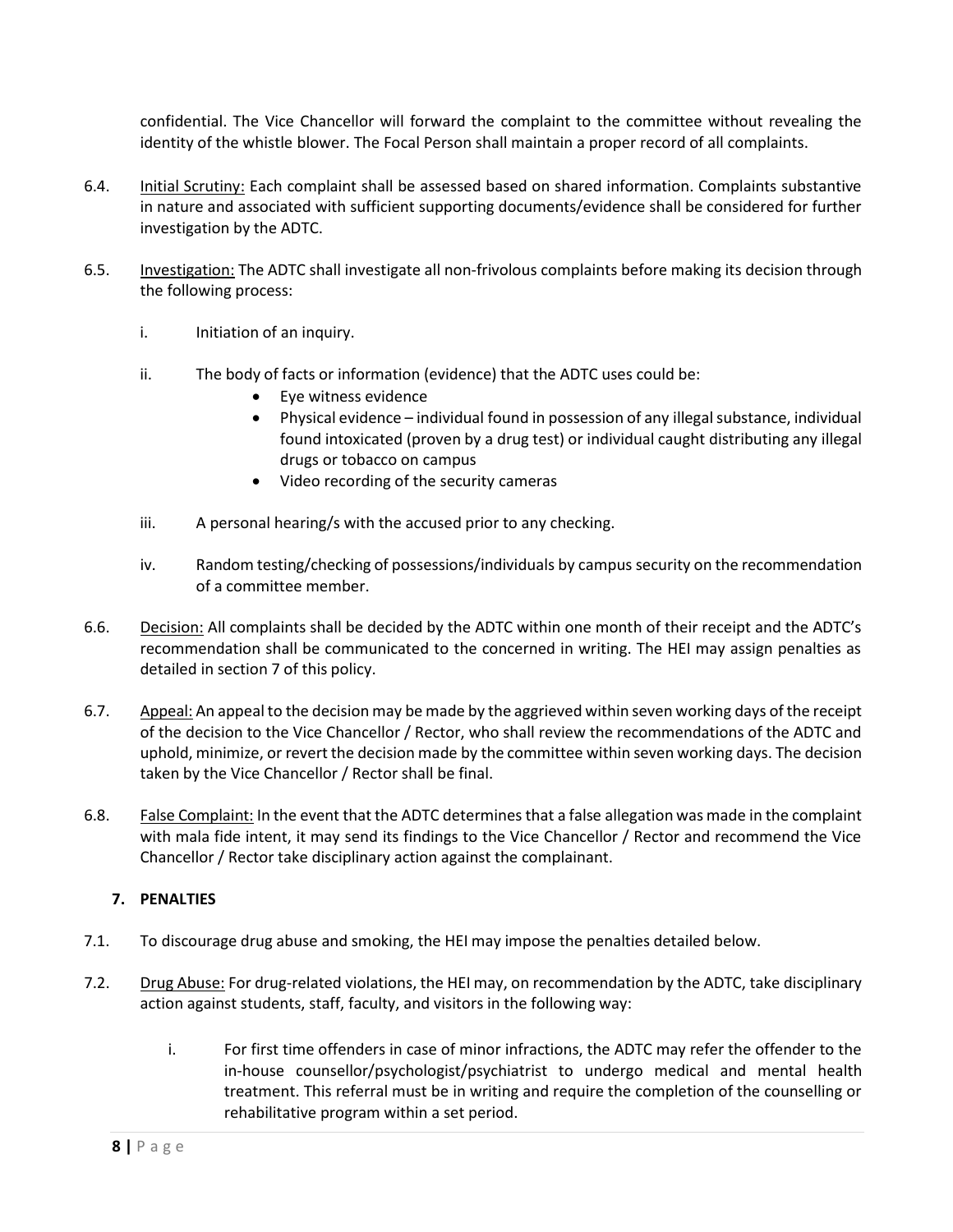confidential. The Vice Chancellor will forward the complaint to the committee without revealing the identity of the whistle blower. The Focal Person shall maintain a proper record of all complaints.

6.4. Initial Scrutiny: Each complaint shall be assessed based on shared information. Complaints substantive in nature and associated with sufficient supporting documents/evidence shall be considered for further investigation by the ADTC.

6.5. Investigation: The ADTC shall investigate all non-frivolous complaints before making its decision through the following process:

i. Initiation of an inquiry.

ii. The body of facts or information (evidence) that the ADTC uses could be:
- Eye witness evidence
- Physical evidence – individual found in possession of any illegal substance, individual found intoxicated (proven by a drug test) or individual caught distributing any illegal drugs or tobacco on campus
- Video recording of the security cameras

iii. A personal hearing/s with the accused prior to any checking.

iv. Random testing/checking of possessions/individuals by campus security on the recommendation of a committee member.

6.6. Decision: All complaints shall be decided by the ADTC within one month of their receipt and the ADTC's recommendation shall be communicated to the concerned in writing. The HEI may assign penalties as detailed in section 7 of this policy.

6.7. Appeal: An appeal to the decision may be made by the aggrieved within seven working days of the receipt of the decision to the Vice Chancellor / Rector, who shall review the recommendations of the ADTC and uphold, minimize, or revert the decision made by the committee within seven working days. The decision taken by the Vice Chancellor / Rector shall be final.

6.8. False Complaint: In the event that the ADTC determines that a false allegation was made in the complaint with mala fide intent, it may send its findings to the Vice Chancellor / Rector and recommend the Vice Chancellor / Rector take disciplinary action against the complainant.

## 7. PENALTIES

7.1. To discourage drug abuse and smoking, the HEI may impose the penalties detailed below.

7.2. Drug Abuse: For drug-related violations, the HEI may, on recommendation by the ADTC, take disciplinary action against students, staff, faculty, and visitors in the following way:

i. For first time offenders in case of minor infractions, the ADTC may refer the offender to the in-house counsellor/psychologist/psychiatrist to undergo medical and mental health treatment. This referral must be in writing and require the completion of the counselling or rehabilitative program within a set period.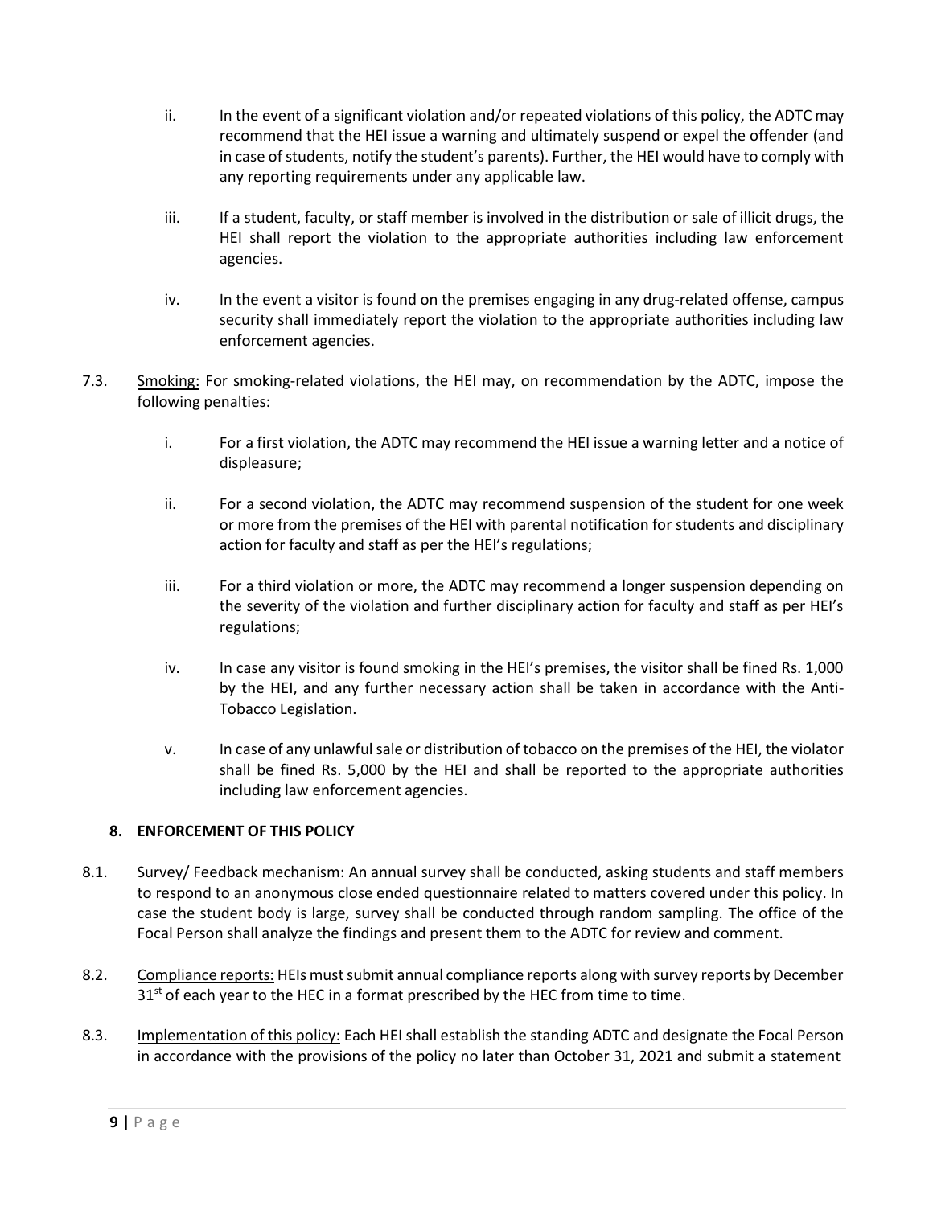ii. In the event of a significant violation and/or repeated violations of this policy, the ADTC may recommend that the HEI issue a warning and ultimately suspend or expel the offender (and in case of students, notify the student's parents). Further, the HEI would have to comply with any reporting requirements under any applicable law.

iii. If a student, faculty, or staff member is involved in the distribution or sale of illicit drugs, the HEI shall report the violation to the appropriate authorities including law enforcement agencies.

iv. In the event a visitor is found on the premises engaging in any drug-related offense, campus security shall immediately report the violation to the appropriate authorities including law enforcement agencies.

7.3. Smoking: For smoking-related violations, the HEI may, on recommendation by the ADTC, impose the following penalties:

i. For a first violation, the ADTC may recommend the HEI issue a warning letter and a notice of displeasure;

ii. For a second violation, the ADTC may recommend suspension of the student for one week or more from the premises of the HEI with parental notification for students and disciplinary action for faculty and staff as per the HEI's regulations;

iii. For a third violation or more, the ADTC may recommend a longer suspension depending on the severity of the violation and further disciplinary action for faculty and staff as per HEI's regulations;

iv. In case any visitor is found smoking in the HEI's premises, the visitor shall be fined Rs. 1,000 by the HEI, and any further necessary action shall be taken in accordance with the Anti-Tobacco Legislation.

v. In case of any unlawful sale or distribution of tobacco on the premises of the HEI, the violator shall be fined Rs. 5,000 by the HEI and shall be reported to the appropriate authorities including law enforcement agencies.

## 8. ENFORCEMENT OF THIS POLICY

8.1. Survey/ Feedback mechanism: An annual survey shall be conducted, asking students and staff members to respond to an anonymous close ended questionnaire related to matters covered under this policy. In case the student body is large, survey shall be conducted through random sampling. The office of the Focal Person shall analyze the findings and present them to the ADTC for review and comment.

8.2. Compliance reports: HEIs must submit annual compliance reports along with survey reports by December 31st of each year to the HEC in a format prescribed by the HEC from time to time.

8.3. Implementation of this policy: Each HEI shall establish the standing ADTC and designate the Focal Person in accordance with the provisions of the policy no later than October 31, 2021 and submit a statement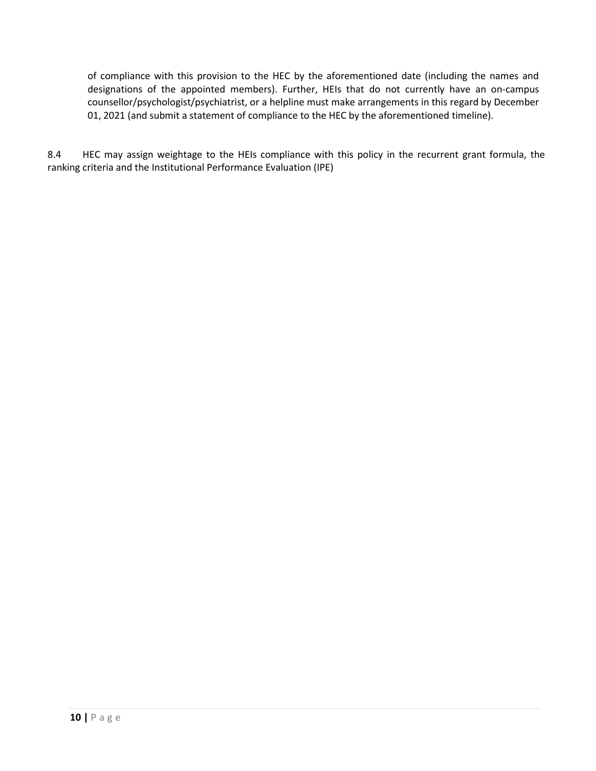of compliance with this provision to the HEC by the aforementioned date (including the names and designations of the appointed members). Further, HEIs that do not currently have an on-campus counsellor/psychologist/psychiatrist, or a helpline must make arrangements in this regard by December 01, 2021 (and submit a statement of compliance to the HEC by the aforementioned timeline).

8.4 HEC may assign weightage to the HEIs compliance with this policy in the recurrent grant formula, the ranking criteria and the Institutional Performance Evaluation (IPE)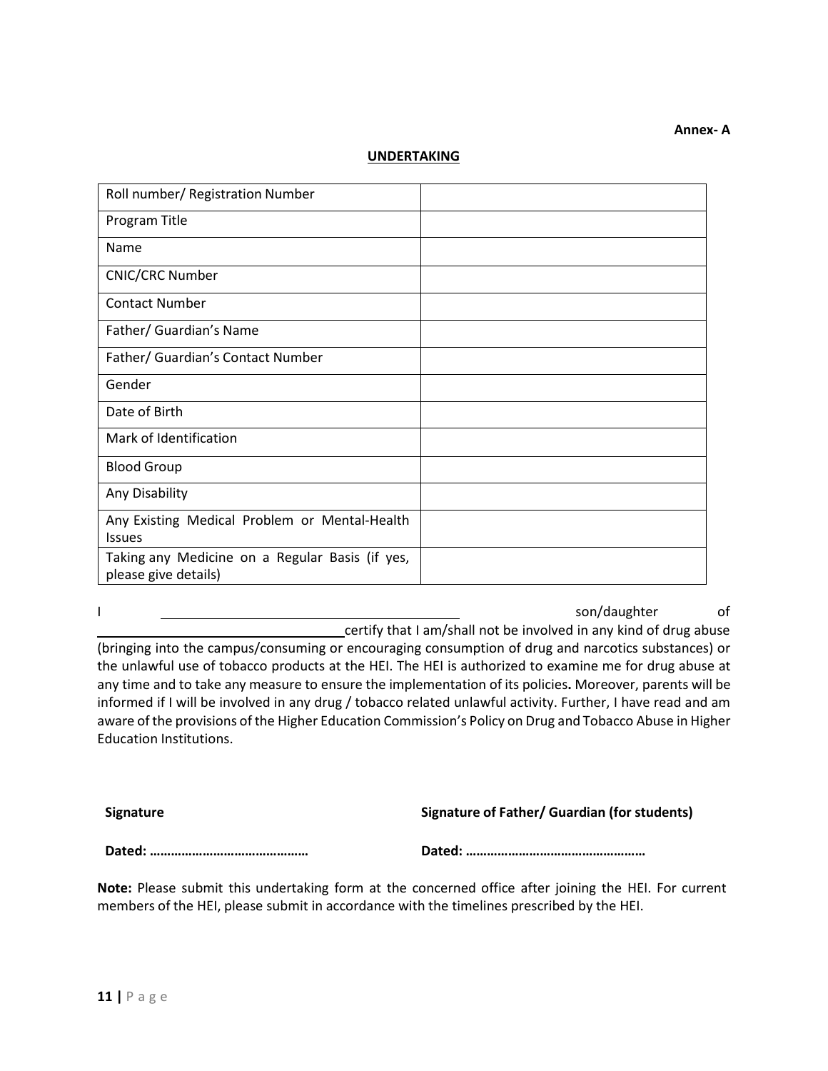**Annex- A**

## UNDERTAKING

| Roll number/ Registration Number | |
|---|---|
| Program Title | |
| Name | |
| CNIC/CRC Number | |
| Contact Number | |
| Father/ Guardian's Name | |
| Father/ Guardian's Contact Number | |
| Gender | |
| Date of Birth | |
| Mark of Identification | |
| Blood Group | |
| Any Disability | |
| Any Existing Medical Problem or Mental-Health Issues | |
| Taking any Medicine on a Regular Basis (if yes, please give details) | |

I ______________________________ son/daughter of ______________________________ certify that I am/shall not be involved in any kind of drug abuse (bringing into the campus/consuming or encouraging consumption of drug and narcotics substances) or the unlawful use of tobacco products at the HEI. The HEI is authorized to examine me for drug abuse at any time and to take any measure to ensure the implementation of its policies**.** Moreover, parents will be informed if I will be involved in any drug / tobacco related unlawful activity. Further, I have read and am aware of the provisions of the Higher Education Commission's Policy on Drug and Tobacco Abuse in Higher Education Institutions.

**Signature**

**Dated: ……………………………………**

**Signature of Father/ Guardian (for students)**

**Dated: …………………………………………**

**Note:** Please submit this undertaking form at the concerned office after joining the HEI. For current members of the HEI, please submit in accordance with the timelines prescribed by the HEI.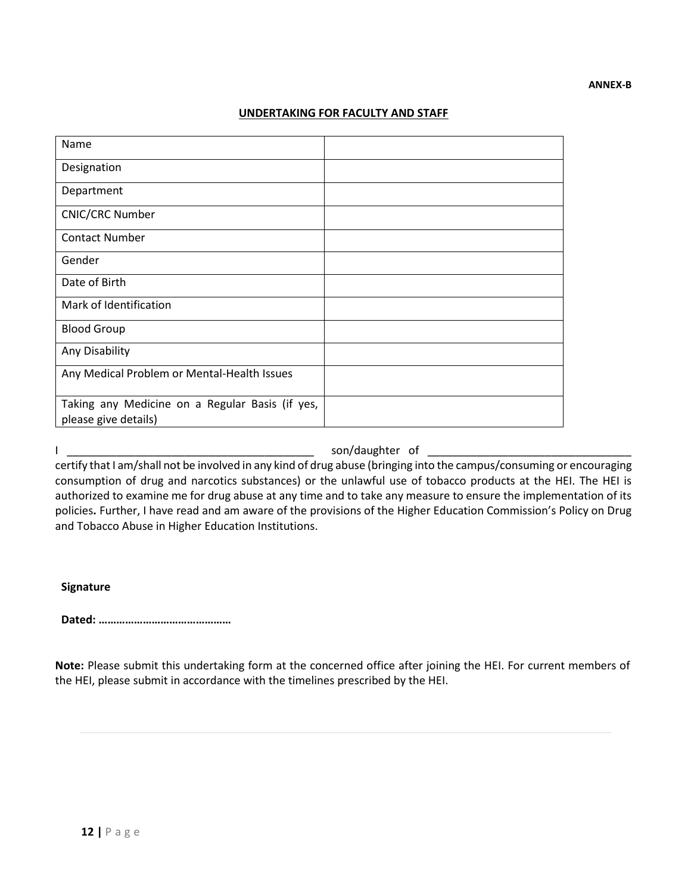**ANNEX-B**

**UNDERTAKING FOR FACULTY AND STAFF**

| | |
|---|---|
| Name | |
| Designation | |
| Department | |
| CNIC/CRC Number | |
| Contact Number | |
| Gender | |
| Date of Birth | |
| Mark of Identification | |
| Blood Group | |
| Any Disability | |
| Any Medical Problem or Mental-Health Issues | |
| Taking any Medicine on a Regular Basis (if yes, please give details) | |

I ________________________________________ son/daughter of ________________________________ certify that I am/shall not be involved in any kind of drug abuse (bringing into the campus/consuming or encouraging consumption of drug and narcotics substances) or the unlawful use of tobacco products at the HEI. The HEI is authorized to examine me for drug abuse at any time and to take any measure to ensure the implementation of its policies**.** Further, I have read and am aware of the provisions of the Higher Education Commission's Policy on Drug and Tobacco Abuse in Higher Education Institutions.

**Signature**

**Dated: ……………………………………**

**Note:** Please submit this undertaking form at the concerned office after joining the HEI. For current members of the HEI, please submit in accordance with the timelines prescribed by the HEI.